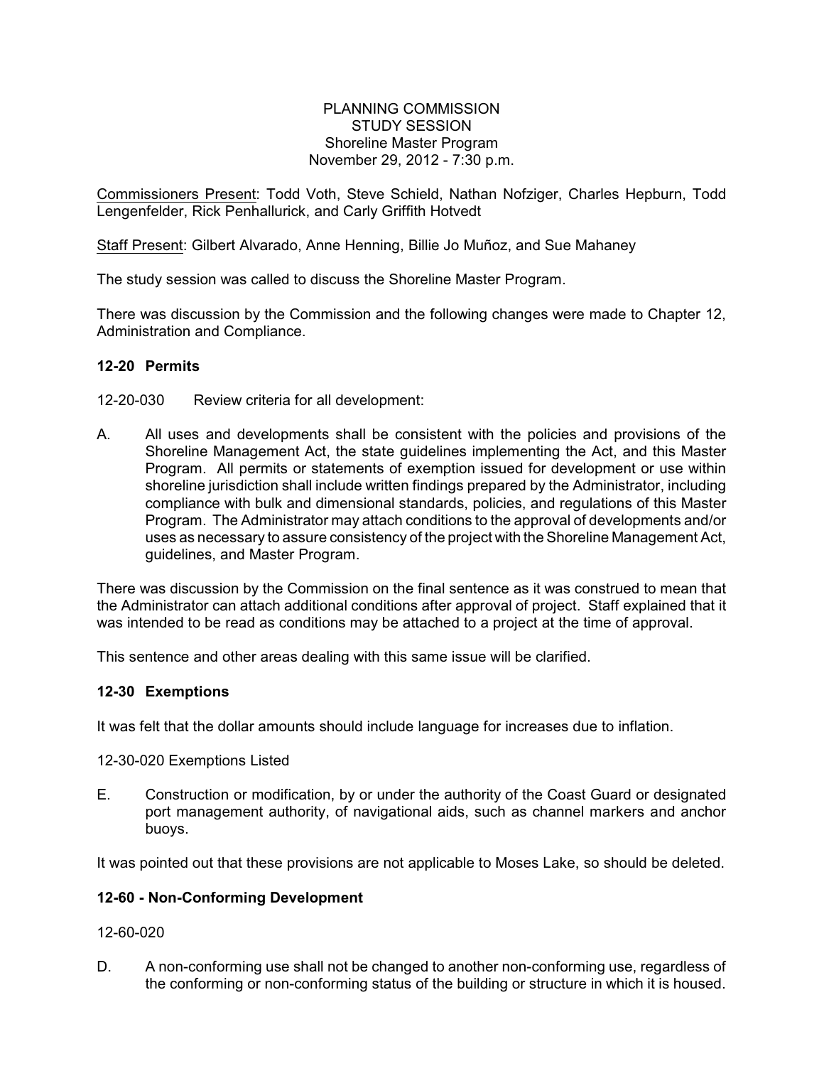PLANNING COMMISSION
STUDY SESSION
Shoreline Master Program
November 29, 2012 - 7:30 p.m.

<u>Commissioners Present</u>: Todd Voth, Steve Schield, Nathan Nofziger, Charles Hepburn, Todd Lengenfelder, Rick Penhallurick, and Carly Griffith Hotvedt

<u>Staff Present</u>: Gilbert Alvarado, Anne Henning, Billie Jo Muñoz, and Sue Mahaney

The study session was called to discuss the Shoreline Master Program.

There was discussion by the Commission and the following changes were made to Chapter 12, Administration and Compliance.

**12-20 Permits**

12-20-030 Review criteria for all development:

A. All uses and developments shall be consistent with the policies and provisions of the Shoreline Management Act, the state guidelines implementing the Act, and this Master Program. All permits or statements of exemption issued for development or use within shoreline jurisdiction shall include written findings prepared by the Administrator, including compliance with bulk and dimensional standards, policies, and regulations of this Master Program. The Administrator may attach conditions to the approval of developments and/or uses as necessary to assure consistency of the project with the Shoreline Management Act, guidelines, and Master Program.

There was discussion by the Commission on the final sentence as it was construed to mean that the Administrator can attach additional conditions after approval of project. Staff explained that it was intended to be read as conditions may be attached to a project at the time of approval.

This sentence and other areas dealing with this same issue will be clarified.

**12-30 Exemptions**

It was felt that the dollar amounts should include language for increases due to inflation.

12-30-020 Exemptions Listed

E. Construction or modification, by or under the authority of the Coast Guard or designated port management authority, of navigational aids, such as channel markers and anchor buoys.

It was pointed out that these provisions are not applicable to Moses Lake, so should be deleted.

**12-60 - Non-Conforming Development**

12-60-020

D. A non-conforming use shall not be changed to another non-conforming use, regardless of the conforming or non-conforming status of the building or structure in which it is housed.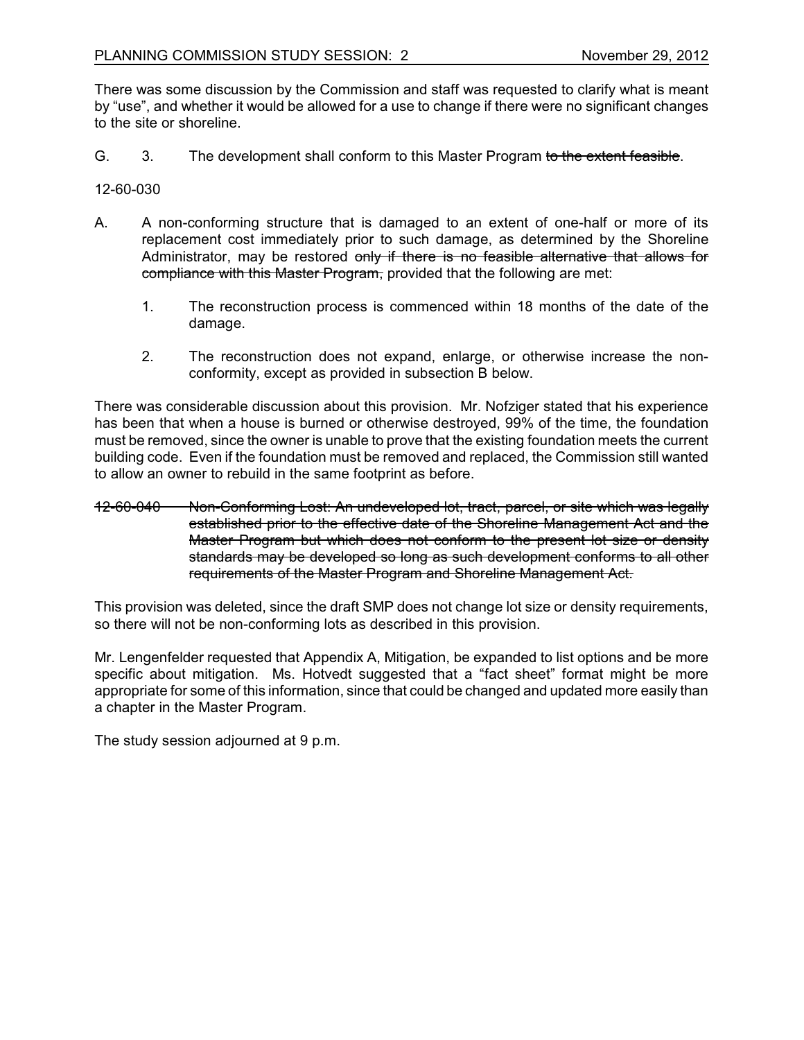There was some discussion by the Commission and staff was requested to clarify what is meant by "use", and whether it would be allowed for a use to change if there were no significant changes to the site or shoreline.

G. 3. The development shall conform to this Master Program ~~to the extent feasible~~.

12-60-030

A. A non-conforming structure that is damaged to an extent of one-half or more of its replacement cost immediately prior to such damage, as determined by the Shoreline Administrator, may be restored ~~only if there is no feasible alternative that allows for compliance with this Master Program,~~ provided that the following are met:

1. The reconstruction process is commenced within 18 months of the date of the damage.

2. The reconstruction does not expand, enlarge, or otherwise increase the non-conformity, except as provided in subsection B below.

There was considerable discussion about this provision. Mr. Nofziger stated that his experience has been that when a house is burned or otherwise destroyed, 99% of the time, the foundation must be removed, since the owner is unable to prove that the existing foundation meets the current building code. Even if the foundation must be removed and replaced, the Commission still wanted to allow an owner to rebuild in the same footprint as before.

~~12-60-040 Non-Conforming Lost: An undeveloped lot, tract, parcel, or site which was legally established prior to the effective date of the Shoreline Management Act and the Master Program but which does not conform to the present lot size or density standards may be developed so long as such development conforms to all other requirements of the Master Program and Shoreline Management Act.~~

This provision was deleted, since the draft SMP does not change lot size or density requirements, so there will not be non-conforming lots as described in this provision.

Mr. Lengenfelder requested that Appendix A, Mitigation, be expanded to list options and be more specific about mitigation. Ms. Hotvedt suggested that a "fact sheet" format might be more appropriate for some of this information, since that could be changed and updated more easily than a chapter in the Master Program.

The study session adjourned at 9 p.m.